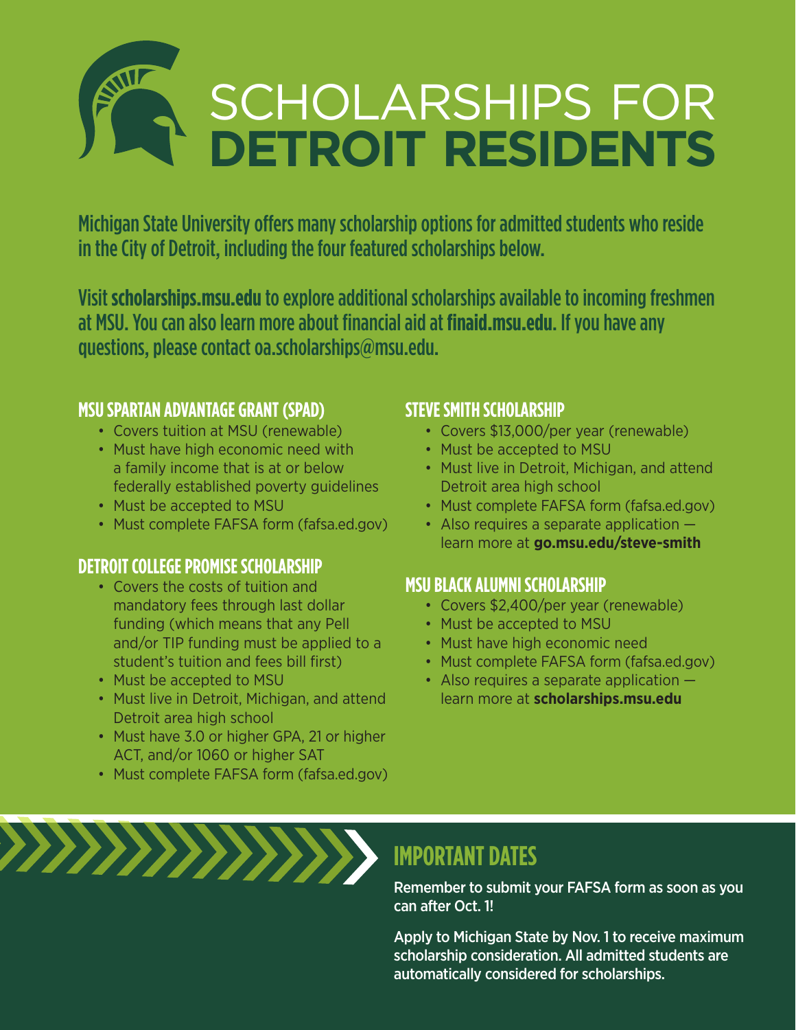# SCHOLARSHIPS FOR **DETROIT RESIDENTS**

Michigan State University offers many scholarship options for admitted students who reside in the City of Detroit, including the four featured scholarships below.

Visit **scholarships.msu.edu** to explore additional scholarships available to incoming freshmen at MSU. You can also learn more about financial aid at **finaid.msu.edu**. If you have any questions, please contact oa.scholarships@msu.edu.

## MSU SPARTAN ADVANTAGE GRANT (SPAD)

- Covers tuition at MSU (renewable)
- Must have high economic need with a family income that is at or below federally established poverty guidelines
- Must be accepted to MSU
- Must complete FAFSA form (fafsa.ed.gov)

## DETROIT COLLEGE PROMISE SCHOLARSHIP

- Covers the costs of tuition and mandatory fees through last dollar funding (which means that any Pell and/or TIP funding must be applied to a student's tuition and fees bill first)
- Must be accepted to MSU
- Must live in Detroit, Michigan, and attend Detroit area high school
- Must have 3.0 or higher GPA, 21 or higher ACT, and/or 1060 or higher SAT
- Must complete FAFSA form (fafsa.ed.gov)

## STEVE SMITH SCHOLARSHIP

- Covers $13,000/per year (renewable)
- Must be accepted to MSU
- Must live in Detroit, Michigan, and attend Detroit area high school
- Must complete FAFSA form (fafsa.ed.gov)
- Also requires a separate application — learn more at **go.msu.edu/steve-smith**

## MSU BLACK ALUMNI SCHOLARSHIP

- Covers $2,400/per year (renewable)
- Must be accepted to MSU
- Must have high economic need
- Must complete FAFSA form (fafsa.ed.gov)
- Also requires a separate application — learn more at **scholarships.msu.edu**

## IMPORTANT DATES

Remember to submit your FAFSA form as soon as you can after Oct. 1!

Apply to Michigan State by Nov. 1 to receive maximum scholarship consideration. All admitted students are automatically considered for scholarships.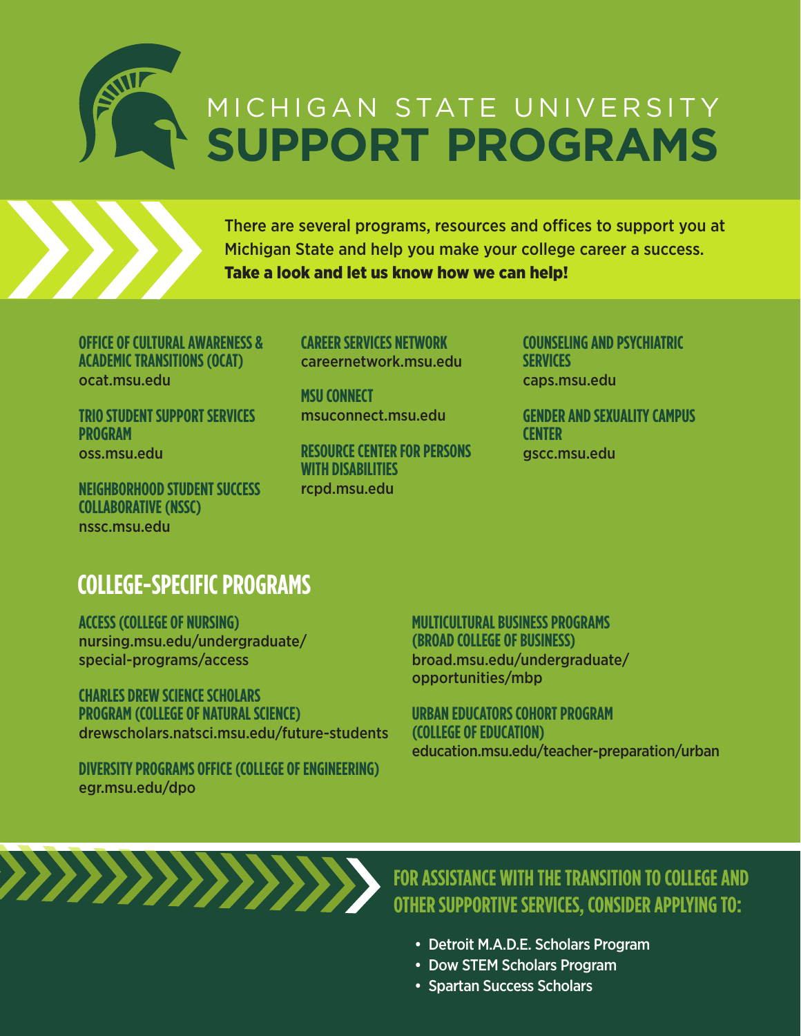# MICHIGAN STATE UNIVERSITY SUPPORT PROGRAMS

There are several programs, resources and offices to support you at Michigan State and help you make your college career a success. **Take a look and let us know how we can help!**

**OFFICE OF CULTURAL AWARENESS & ACADEMIC TRANSITIONS (OCAT)**
ocat.msu.edu

**TRIO STUDENT SUPPORT SERVICES PROGRAM**
oss.msu.edu

**NEIGHBORHOOD STUDENT SUCCESS COLLABORATIVE (NSSC)**
nssc.msu.edu

**CAREER SERVICES NETWORK**
careernetwork.msu.edu

**MSU CONNECT**
msuconnect.msu.edu

**RESOURCE CENTER FOR PERSONS WITH DISABILITIES**
rcpd.msu.edu

**COUNSELING AND PSYCHIATRIC SERVICES**
caps.msu.edu

**GENDER AND SEXUALITY CAMPUS CENTER**
gscc.msu.edu

## COLLEGE-SPECIFIC PROGRAMS

**ACCESS (COLLEGE OF NURSING)**
nursing.msu.edu/undergraduate/special-programs/access

**CHARLES DREW SCIENCE SCHOLARS PROGRAM (COLLEGE OF NATURAL SCIENCE)**
drewscholars.natsci.msu.edu/future-students

**DIVERSITY PROGRAMS OFFICE (COLLEGE OF ENGINEERING)**
egr.msu.edu/dpo

**MULTICULTURAL BUSINESS PROGRAMS (BROAD COLLEGE OF BUSINESS)**
broad.msu.edu/undergraduate/opportunities/mbp

**URBAN EDUCATORS COHORT PROGRAM (COLLEGE OF EDUCATION)**
education.msu.edu/teacher-preparation/urban

## FOR ASSISTANCE WITH THE TRANSITION TO COLLEGE AND OTHER SUPPORTIVE SERVICES, CONSIDER APPLYING TO:

- Detroit M.A.D.E. Scholars Program
- Dow STEM Scholars Program
- Spartan Success Scholars